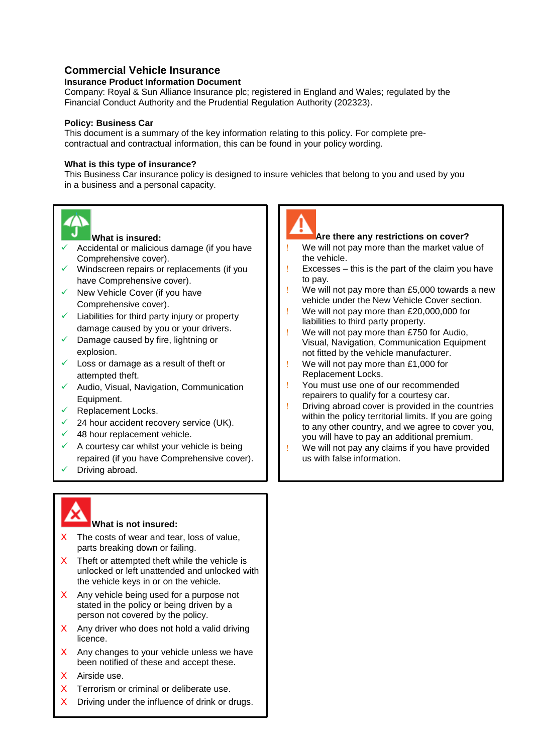# Commercial Vehicle Insurance

**Insurance Product Information Document**

Company: Royal & Sun Alliance Insurance plc; registered in England and Wales; regulated by the Financial Conduct Authority and the Prudential Regulation Authority (202323).

**Policy: Business Car**

This document is a summary of the key information relating to this policy. For complete pre-contractual and contractual information, this can be found in your policy wording.

**What is this type of insurance?**

This Business Car insurance policy is designed to insure vehicles that belong to you and used by you in a business and a personal capacity.

## What is insured:

- ✓ Accidental or malicious damage (if you have Comprehensive cover).
- ✓ Windscreen repairs or replacements (if you have Comprehensive cover).
- ✓ New Vehicle Cover (if you have Comprehensive cover).
- ✓ Liabilities for third party injury or property damage caused by you or your drivers.
- ✓ Damage caused by fire, lightning or explosion.
- ✓ Loss or damage as a result of theft or attempted theft.
- ✓ Audio, Visual, Navigation, Communication Equipment.
- ✓ Replacement Locks.
- ✓ 24 hour accident recovery service (UK).
- ✓ 48 hour replacement vehicle.
- ✓ A courtesy car whilst your vehicle is being repaired (if you have Comprehensive cover).
- ✓ Driving abroad.

## What is not insured:

- X The costs of wear and tear, loss of value, parts breaking down or failing.
- X Theft or attempted theft while the vehicle is unlocked or left unattended and unlocked with the vehicle keys in or on the vehicle.
- X Any vehicle being used for a purpose not stated in the policy or being driven by a person not covered by the policy.
- X Any driver who does not hold a valid driving licence.
- X Any changes to your vehicle unless we have been notified of these and accept these.
- X Airside use.
- X Terrorism or criminal or deliberate use.
- X Driving under the influence of drink or drugs.

## Are there any restrictions on cover?

- ! We will not pay more than the market value of the vehicle.
- ! Excesses – this is the part of the claim you have to pay.
- ! We will not pay more than £5,000 towards a new vehicle under the New Vehicle Cover section.
- ! We will not pay more than £20,000,000 for liabilities to third party property.
- ! We will not pay more than £750 for Audio, Visual, Navigation, Communication Equipment not fitted by the vehicle manufacturer.
- ! We will not pay more than £1,000 for Replacement Locks.
- ! You must use one of our recommended repairers to qualify for a courtesy car.
- ! Driving abroad cover is provided in the countries within the policy territorial limits. If you are going to any other country, and we agree to cover you, you will have to pay an additional premium.
- ! We will not pay any claims if you have provided us with false information.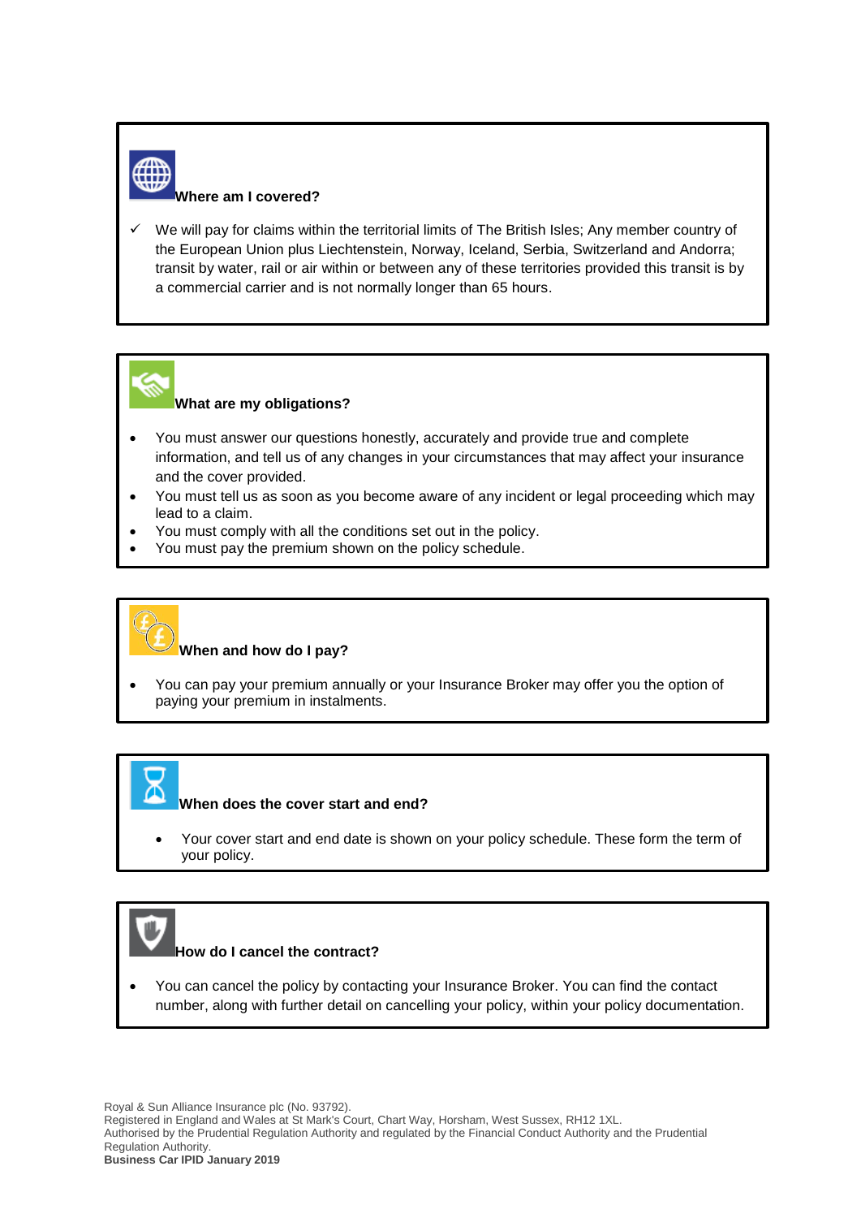## Where am I covered?

- ✓ We will pay for claims within the territorial limits of The British Isles; Any member country of the European Union plus Liechtenstein, Norway, Iceland, Serbia, Switzerland and Andorra; transit by water, rail or air within or between any of these territories provided this transit is by a commercial carrier and is not normally longer than 65 hours.

## What are my obligations?

- You must answer our questions honestly, accurately and provide true and complete information, and tell us of any changes in your circumstances that may affect your insurance and the cover provided.
- You must tell us as soon as you become aware of any incident or legal proceeding which may lead to a claim.
- You must comply with all the conditions set out in the policy.
- You must pay the premium shown on the policy schedule.

## When and how do I pay?

- You can pay your premium annually or your Insurance Broker may offer you the option of paying your premium in instalments.

## When does the cover start and end?

- Your cover start and end date is shown on your policy schedule. These form the term of your policy.

## How do I cancel the contract?

- You can cancel the policy by contacting your Insurance Broker. You can find the contact number, along with further detail on cancelling your policy, within your policy documentation.

Royal & Sun Alliance Insurance plc (No. 93792).
Registered in England and Wales at St Mark's Court, Chart Way, Horsham, West Sussex, RH12 1XL.
Authorised by the Prudential Regulation Authority and regulated by the Financial Conduct Authority and the Prudential Regulation Authority.
**Business Car IPID January 2019**